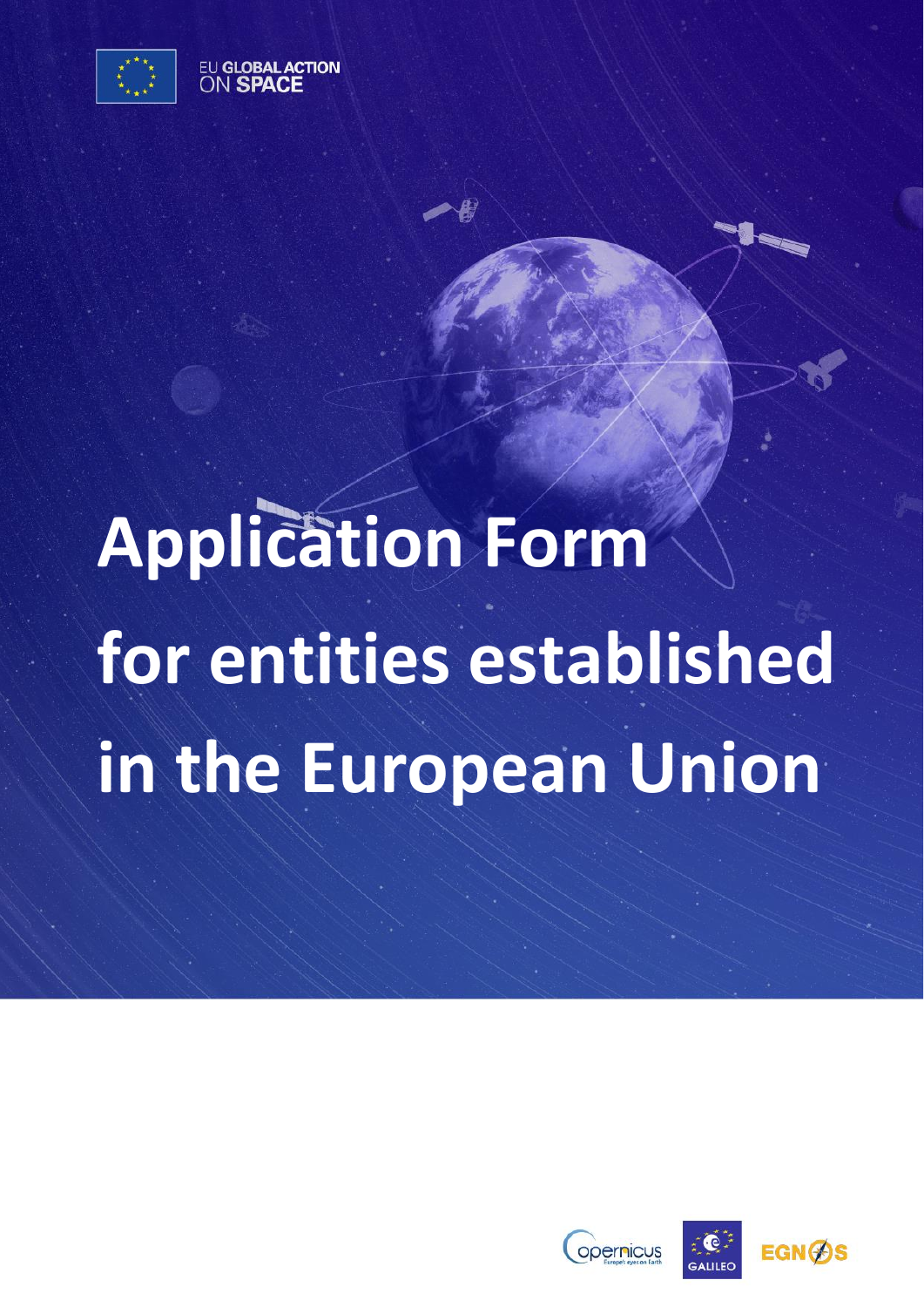EU GLOBAL ACTION ON SPACE

# Application Form for entities established in the European Union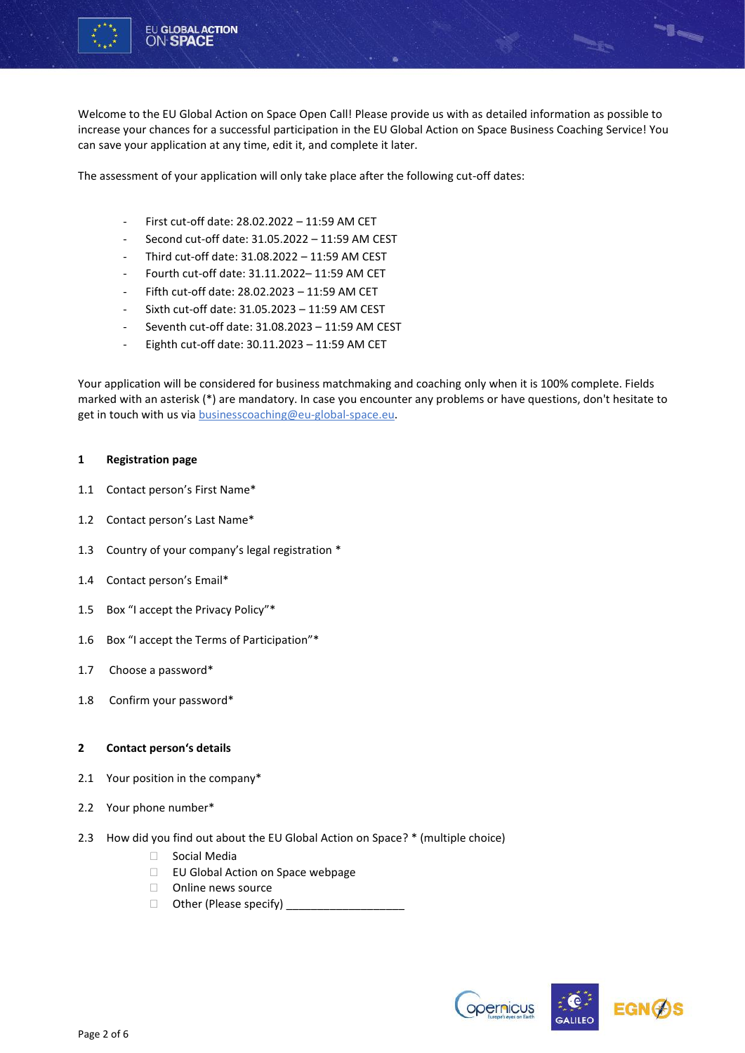Welcome to the EU Global Action on Space Open Call! Please provide us with as detailed information as possible to increase your chances for a successful participation in the EU Global Action on Space Business Coaching Service! You can save your application at any time, edit it, and complete it later.

The assessment of your application will only take place after the following cut-off dates:

- First cut-off date: 28.02.2022 – 11:59 AM CET
- Second cut-off date: 31.05.2022 – 11:59 AM CEST
- Third cut-off date: 31.08.2022 – 11:59 AM CEST
- Fourth cut-off date: 31.11.2022– 11:59 AM CET
- Fifth cut-off date: 28.02.2023 – 11:59 AM CET
- Sixth cut-off date: 31.05.2023 – 11:59 AM CEST
- Seventh cut-off date: 31.08.2023 – 11:59 AM CEST
- Eighth cut-off date: 30.11.2023 – 11:59 AM CET

Your application will be considered for business matchmaking and coaching only when it is 100% complete. Fields marked with an asterisk (*) are mandatory. In case you encounter any problems or have questions, don't hesitate to get in touch with us via businesscoaching@eu-global-space.eu.

## 1 Registration page

1.1 Contact person's First Name*

1.2 Contact person's Last Name*

1.3 Country of your company's legal registration *

1.4 Contact person's Email*

1.5 Box "I accept the Privacy Policy"*

1.6 Box "I accept the Terms of Participation"*

1.7 Choose a password*

1.8 Confirm your password*

## 2 Contact person's details

2.1 Your position in the company*

2.2 Your phone number*

2.3 How did you find out about the EU Global Action on Space? * (multiple choice)

- ☐ Social Media
- ☐ EU Global Action on Space webpage
- ☐ Online news source
- ☐ Other (Please specify) ___________________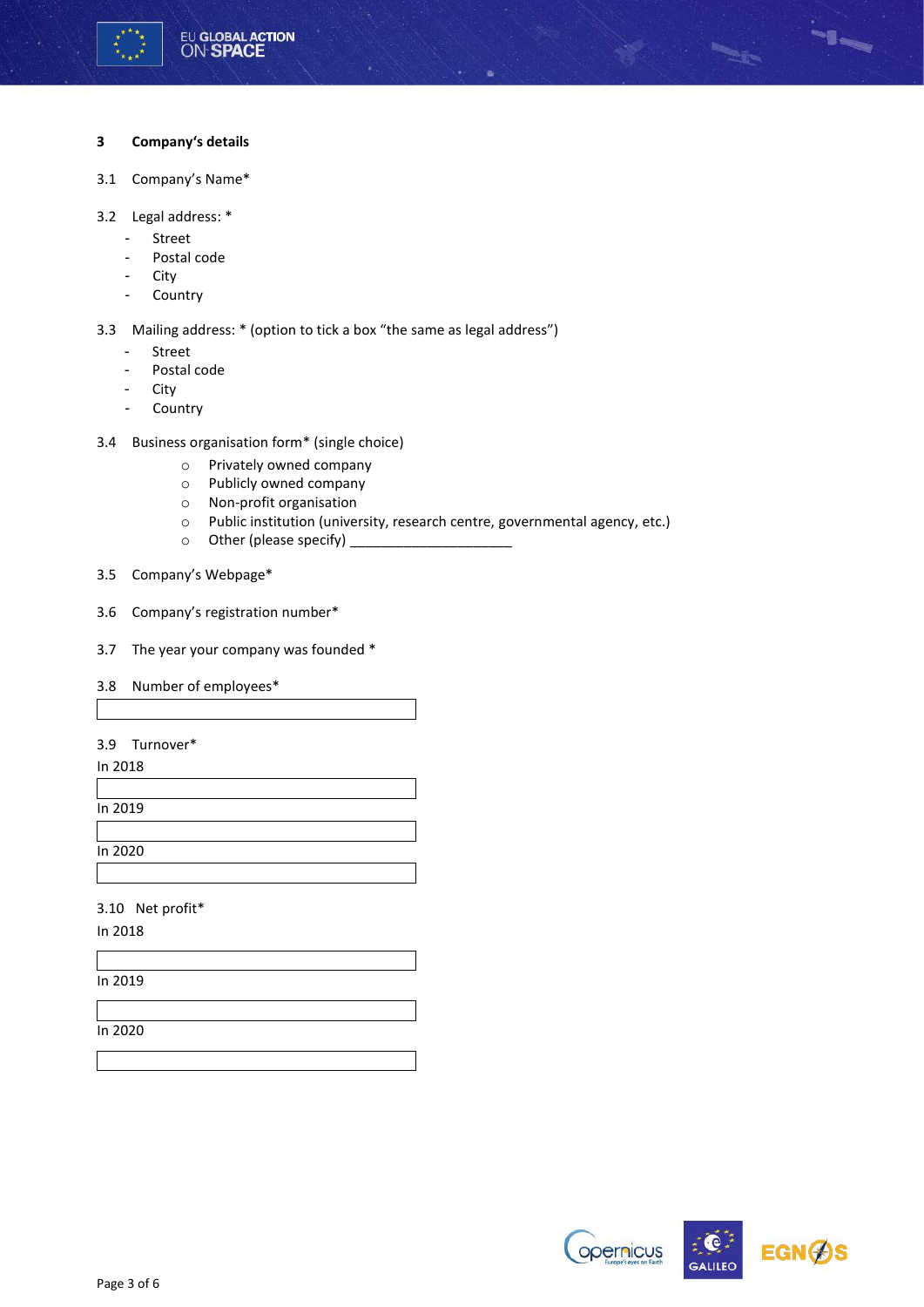## 3 Company's details

3.1 Company's Name*

3.2 Legal address: *

- Street
- Postal code
- City
- Country

3.3 Mailing address: * (option to tick a box "the same as legal address")

- Street
- Postal code
- City
- Country

3.4 Business organisation form* (single choice)

- ○ Privately owned company
- ○ Publicly owned company
- ○ Non-profit organisation
- ○ Public institution (university, research centre, governmental agency, etc.)
- ○ Other (please specify) _____________________

3.5 Company's Webpage*

3.6 Company's registration number*

3.7 The year your company was founded *

3.8 Number of employees*

3.9 Turnover*

In 2018

In 2019

In 2020

3.10 Net profit*

In 2018

In 2019

In 2020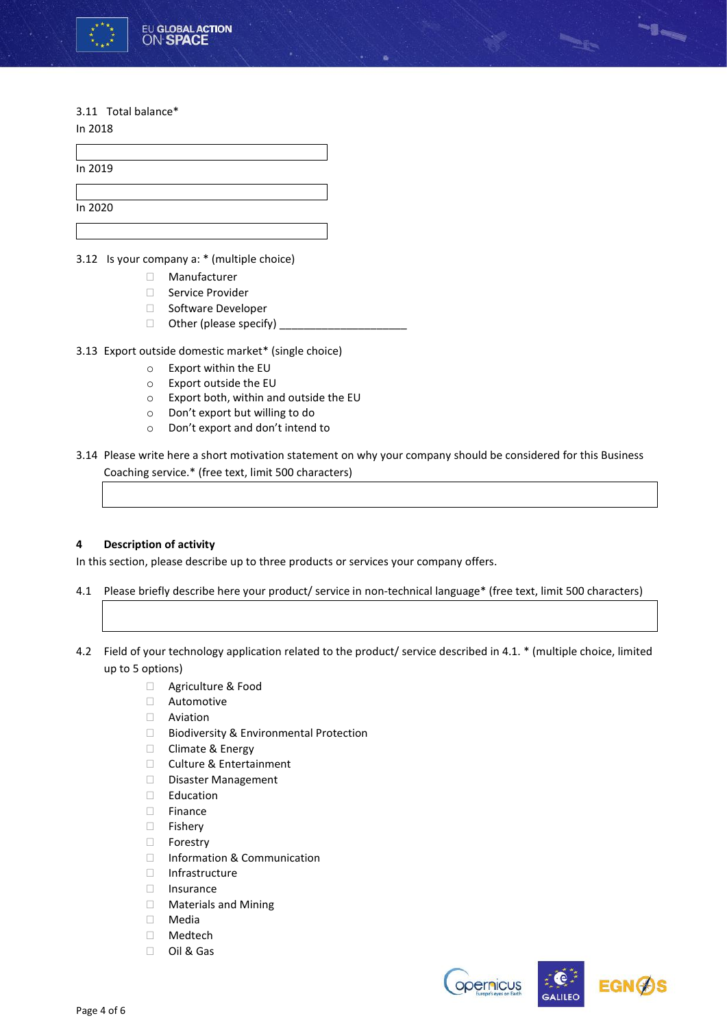3.11 Total balance*

In 2018

\_\_\_\_\_\_\_\_\_\_\_\_\_\_\_\_\_\_\_\_\_\_\_\_

In 2019

\_\_\_\_\_\_\_\_\_\_\_\_\_\_\_\_\_\_\_\_\_\_\_\_

In 2020

\_\_\_\_\_\_\_\_\_\_\_\_\_\_\_\_\_\_\_\_\_\_\_\_

3.12 Is your company a: * (multiple choice)

- ☐ Manufacturer
- ☐ Service Provider
- ☐ Software Developer
- ☐ Other (please specify) ______________________

3.13 Export outside domestic market* (single choice)

- ○ Export within the EU
- ○ Export outside the EU
- ○ Export both, within and outside the EU
- ○ Don't export but willing to do
- ○ Don't export and don't intend to

3.14 Please write here a short motivation statement on why your company should be considered for this Business Coaching service.* (free text, limit 500 characters)

\_\_\_\_\_\_\_\_\_\_\_\_\_\_\_\_\_\_\_\_\_\_\_\_

## 4 Description of activity

In this section, please describe up to three products or services your company offers.

4.1 Please briefly describe here your product/ service in non-technical language* (free text, limit 500 characters)

\_\_\_\_\_\_\_\_\_\_\_\_\_\_\_\_\_\_\_\_\_\_\_\_

4.2 Field of your technology application related to the product/ service described in 4.1. * (multiple choice, limited up to 5 options)

- ☐ Agriculture & Food
- ☐ Automotive
- ☐ Aviation
- ☐ Biodiversity & Environmental Protection
- ☐ Climate & Energy
- ☐ Culture & Entertainment
- ☐ Disaster Management
- ☐ Education
- ☐ Finance
- ☐ Fishery
- ☐ Forestry
- ☐ Information & Communication
- ☐ Infrastructure
- ☐ Insurance
- ☐ Materials and Mining
- ☐ Media
- ☐ Medtech
- ☐ Oil & Gas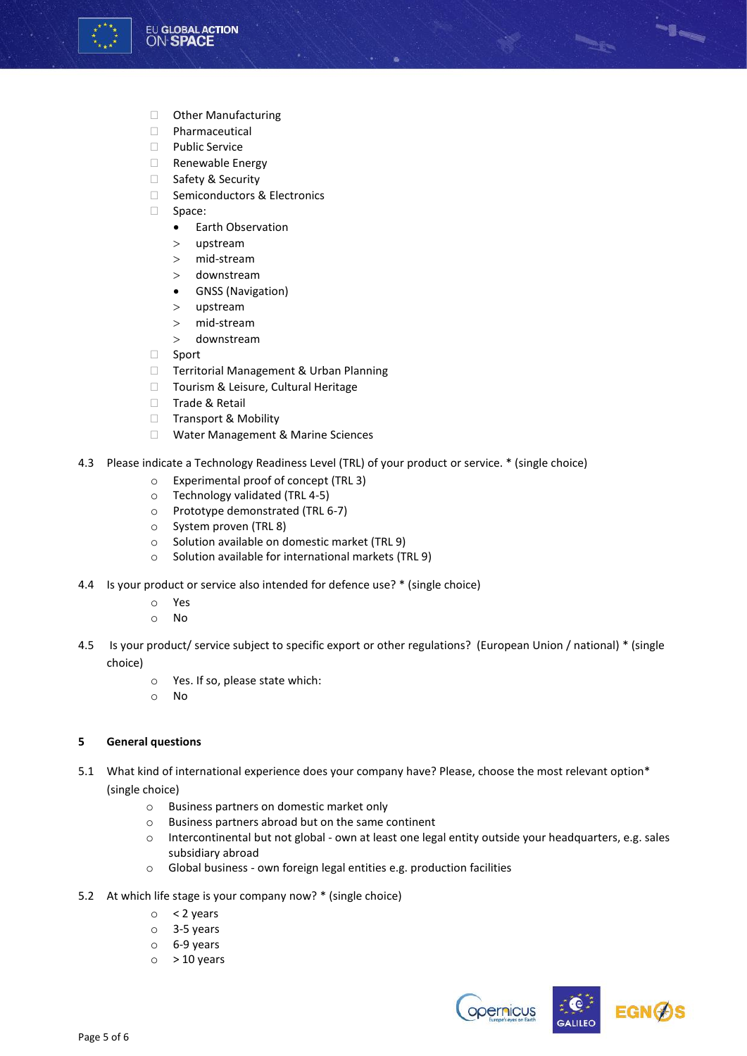- ☐ Other Manufacturing
- ☐ Pharmaceutical
- ☐ Public Service
- ☐ Renewable Energy
- ☐ Safety & Security
- ☐ Semiconductors & Electronics
- ☐ Space:
  - Earth Observation
    - > upstream
    - > mid-stream
    - > downstream
  - GNSS (Navigation)
    - > upstream
    - > mid-stream
    - > downstream
- ☐ Sport
- ☐ Territorial Management & Urban Planning
- ☐ Tourism & Leisure, Cultural Heritage
- ☐ Trade & Retail
- ☐ Transport & Mobility
- ☐ Water Management & Marine Sciences

4.3 Please indicate a Technology Readiness Level (TRL) of your product or service. * (single choice)

- ○ Experimental proof of concept (TRL 3)
- ○ Technology validated (TRL 4-5)
- ○ Prototype demonstrated (TRL 6-7)
- ○ System proven (TRL 8)
- ○ Solution available on domestic market (TRL 9)
- ○ Solution available for international markets (TRL 9)

4.4 Is your product or service also intended for defence use? * (single choice)

- ○ Yes
- ○ No

4.5 Is your product/ service subject to specific export or other regulations? (European Union / national) * (single choice)

- ○ Yes. If so, please state which:
- ○ No

**5 General questions**

5.1 What kind of international experience does your company have? Please, choose the most relevant option* (single choice)

- ○ Business partners on domestic market only
- ○ Business partners abroad but on the same continent
- ○ Intercontinental but not global - own at least one legal entity outside your headquarters, e.g. sales subsidiary abroad
- ○ Global business - own foreign legal entities e.g. production facilities

5.2 At which life stage is your company now? * (single choice)

- ○ < 2 years
- ○ 3-5 years
- ○ 6-9 years
- ○ > 10 years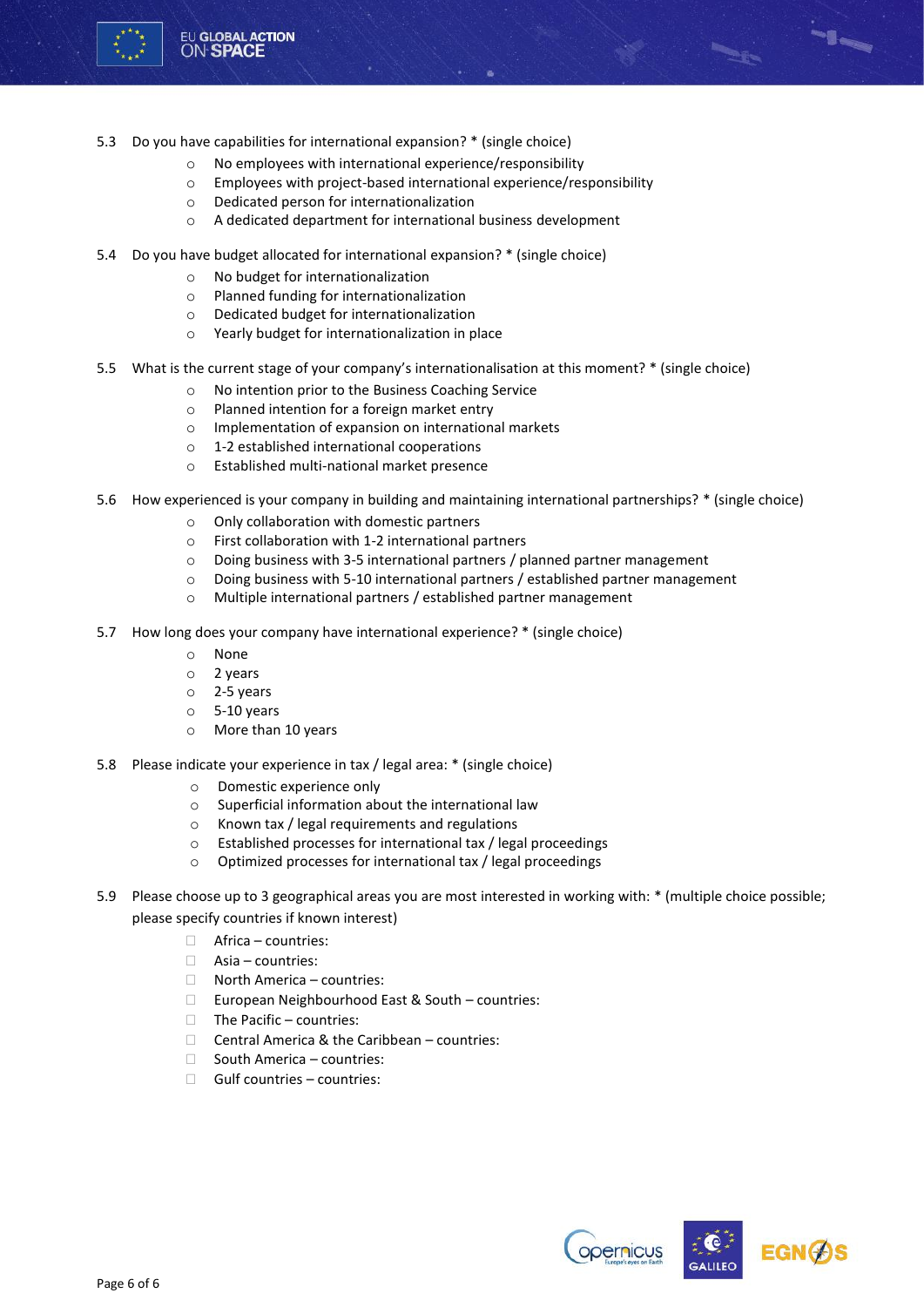5.3 Do you have capabilities for international expansion? * (single choice)

- No employees with international experience/responsibility
- Employees with project-based international experience/responsibility
- Dedicated person for internationalization
- A dedicated department for international business development

5.4 Do you have budget allocated for international expansion? * (single choice)

- No budget for internationalization
- Planned funding for internationalization
- Dedicated budget for internationalization
- Yearly budget for internationalization in place

5.5 What is the current stage of your company's internationalisation at this moment? * (single choice)

- No intention prior to the Business Coaching Service
- Planned intention for a foreign market entry
- Implementation of expansion on international markets
- 1-2 established international cooperations
- Established multi-national market presence

5.6 How experienced is your company in building and maintaining international partnerships? * (single choice)

- Only collaboration with domestic partners
- First collaboration with 1-2 international partners
- Doing business with 3-5 international partners / planned partner management
- Doing business with 5-10 international partners / established partner management
- Multiple international partners / established partner management

5.7 How long does your company have international experience? * (single choice)

- None
- 2 years
- 2-5 years
- 5-10 years
- More than 10 years

5.8 Please indicate your experience in tax / legal area: * (single choice)

- Domestic experience only
- Superficial information about the international law
- Known tax / legal requirements and regulations
- Established processes for international tax / legal proceedings
- Optimized processes for international tax / legal proceedings

5.9 Please choose up to 3 geographical areas you are most interested in working with: * (multiple choice possible; please specify countries if known interest)

- ☐ Africa – countries:
- ☐ Asia – countries:
- ☐ North America – countries:
- ☐ European Neighbourhood East & South – countries:
- ☐ The Pacific – countries:
- ☐ Central America & the Caribbean – countries:
- ☐ South America – countries:
- ☐ Gulf countries – countries: